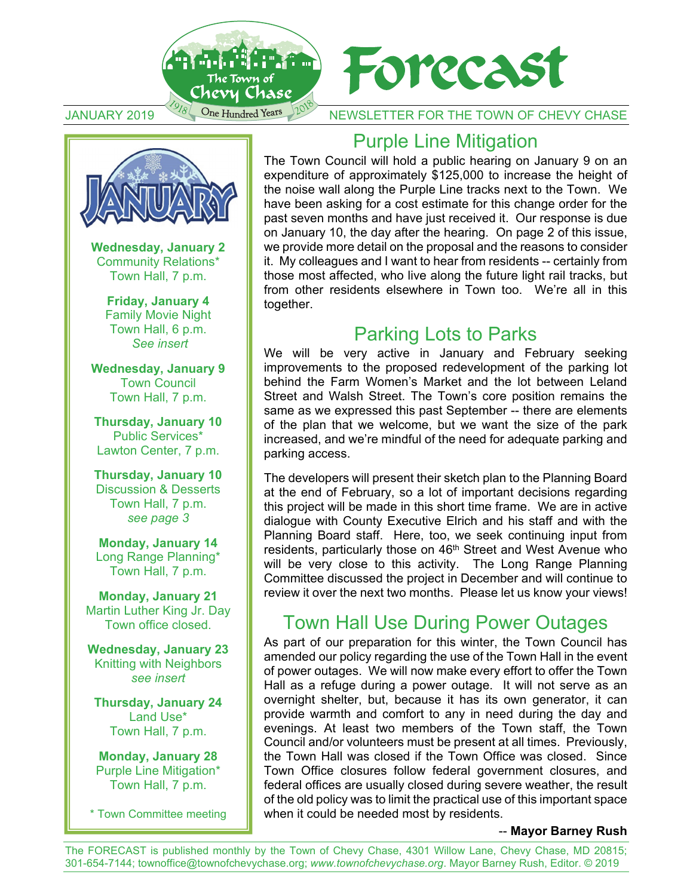# Forecast

JANUARY 2019 — NEWSLETTER FOR THE TOWN OF CHEVY CHASE

The Town of Chevy Chase — One Hundred Years — 1918–2018

## JANUARY

**Wednesday, January 2**
Community Relations*
Town Hall, 7 p.m.

**Friday, January 4**
Family Movie Night
Town Hall, 6 p.m.
*See insert*

**Wednesday, January 9**
Town Council
Town Hall, 7 p.m.

**Thursday, January 10**
Public Services*
Lawton Center, 7 p.m.

**Thursday, January 10**
Discussion & Desserts
Town Hall, 7 p.m.
*see page 3*

**Monday, January 14**
Long Range Planning*
Town Hall, 7 p.m.

**Monday, January 21**
Martin Luther King Jr. Day
Town office closed.

**Wednesday, January 23**
Knitting with Neighbors
*see insert*

**Thursday, January 24**
Land Use*
Town Hall, 7 p.m.

**Monday, January 28**
Purple Line Mitigation*
Town Hall, 7 p.m.

\* Town Committee meeting

## Purple Line Mitigation

The Town Council will hold a public hearing on January 9 on an expenditure of approximately $125,000 to increase the height of the noise wall along the Purple Line tracks next to the Town. We have been asking for a cost estimate for this change order for the past seven months and have just received it. Our response is due on January 10, the day after the hearing. On page 2 of this issue, we provide more detail on the proposal and the reasons to consider it. My colleagues and I want to hear from residents -- certainly from those most affected, who live along the future light rail tracks, but from other residents elsewhere in Town too. We're all in this together.

## Parking Lots to Parks

We will be very active in January and February seeking improvements to the proposed redevelopment of the parking lot behind the Farm Women's Market and the lot between Leland Street and Walsh Street. The Town's core position remains the same as we expressed this past September -- there are elements of the plan that we welcome, but we want the size of the park increased, and we're mindful of the need for adequate parking and parking access.

The developers will present their sketch plan to the Planning Board at the end of February, so a lot of important decisions regarding this project will be made in this short time frame. We are in active dialogue with County Executive Elrich and his staff and with the Planning Board staff. Here, too, we seek continuing input from residents, particularly those on 46th Street and West Avenue who will be very close to this activity. The Long Range Planning Committee discussed the project in December and will continue to review it over the next two months. Please let us know your views!

## Town Hall Use During Power Outages

As part of our preparation for this winter, the Town Council has amended our policy regarding the use of the Town Hall in the event of power outages. We will now make every effort to offer the Town Hall as a refuge during a power outage. It will not serve as an overnight shelter, but, because it has its own generator, it can provide warmth and comfort to any in need during the day and evenings. At least two members of the Town staff, the Town Council and/or volunteers must be present at all times. Previously, the Town Hall was closed if the Town Office was closed. Since Town Office closures follow federal government closures, and federal offices are usually closed during severe weather, the result of the old policy was to limit the practical use of this important space when it could be needed most by residents.

-- **Mayor Barney Rush**

The FORECAST is published monthly by the Town of Chevy Chase, 4301 Willow Lane, Chevy Chase, MD 20815; 301-654-7144; townoffice@townofchevychase.org; *www.townofchevychase.org*. Mayor Barney Rush, Editor. © 2019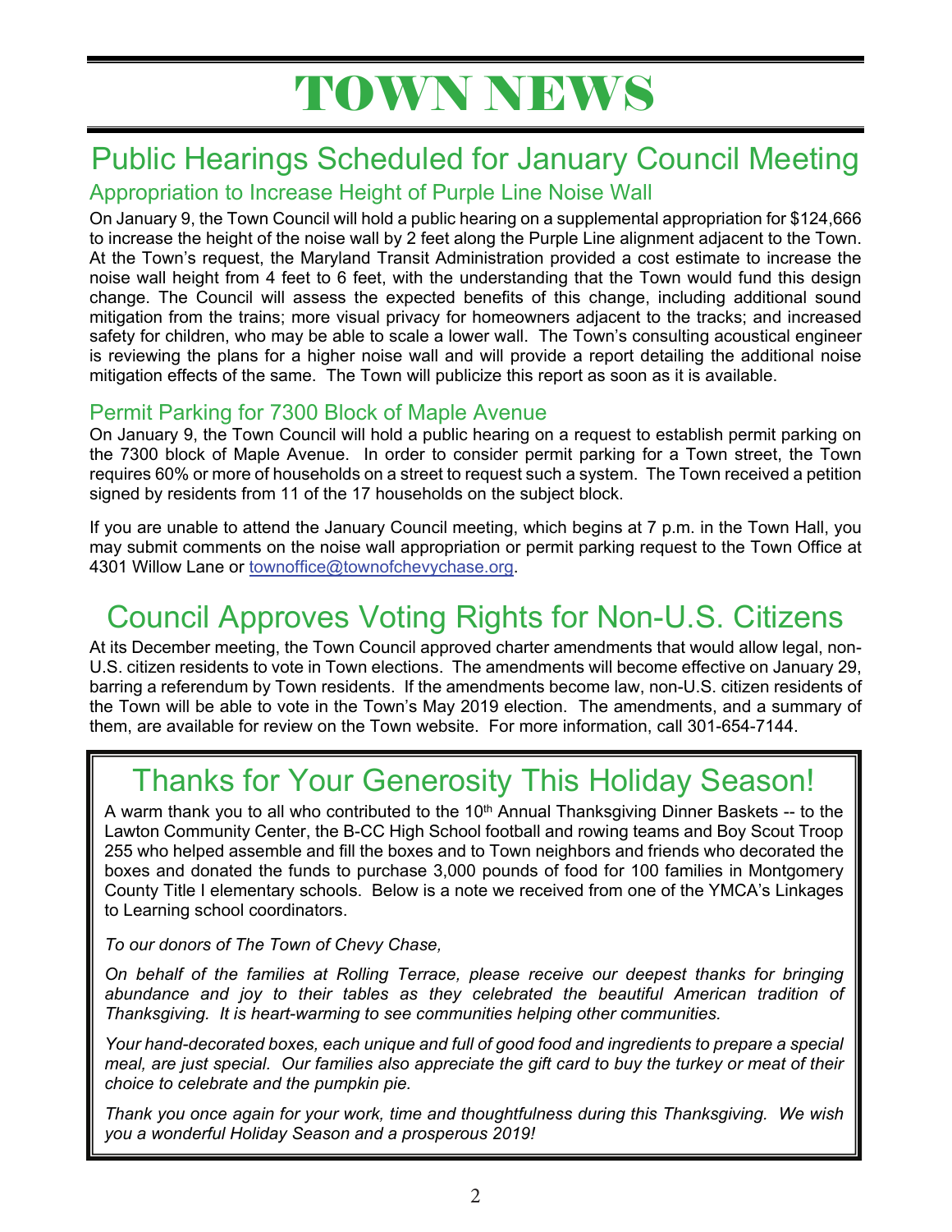# TOWN NEWS

## Public Hearings Scheduled for January Council Meeting

### Appropriation to Increase Height of Purple Line Noise Wall

On January 9, the Town Council will hold a public hearing on a supplemental appropriation for $124,666 to increase the height of the noise wall by 2 feet along the Purple Line alignment adjacent to the Town. At the Town's request, the Maryland Transit Administration provided a cost estimate to increase the noise wall height from 4 feet to 6 feet, with the understanding that the Town would fund this design change. The Council will assess the expected benefits of this change, including additional sound mitigation from the trains; more visual privacy for homeowners adjacent to the tracks; and increased safety for children, who may be able to scale a lower wall. The Town's consulting acoustical engineer is reviewing the plans for a higher noise wall and will provide a report detailing the additional noise mitigation effects of the same. The Town will publicize this report as soon as it is available.

### Permit Parking for 7300 Block of Maple Avenue

On January 9, the Town Council will hold a public hearing on a request to establish permit parking on the 7300 block of Maple Avenue. In order to consider permit parking for a Town street, the Town requires 60% or more of households on a street to request such a system. The Town received a petition signed by residents from 11 of the 17 households on the subject block.

If you are unable to attend the January Council meeting, which begins at 7 p.m. in the Town Hall, you may submit comments on the noise wall appropriation or permit parking request to the Town Office at 4301 Willow Lane or townoffice@townofchevychase.org.

## Council Approves Voting Rights for Non-U.S. Citizens

At its December meeting, the Town Council approved charter amendments that would allow legal, non-U.S. citizen residents to vote in Town elections. The amendments will become effective on January 29, barring a referendum by Town residents. If the amendments become law, non-U.S. citizen residents of the Town will be able to vote in the Town's May 2019 election. The amendments, and a summary of them, are available for review on the Town website. For more information, call 301-654-7144.

## Thanks for Your Generosity This Holiday Season!

A warm thank you to all who contributed to the 10th Annual Thanksgiving Dinner Baskets -- to the Lawton Community Center, the B-CC High School football and rowing teams and Boy Scout Troop 255 who helped assemble and fill the boxes and to Town neighbors and friends who decorated the boxes and donated the funds to purchase 3,000 pounds of food for 100 families in Montgomery County Title I elementary schools. Below is a note we received from one of the YMCA's Linkages to Learning school coordinators.

*To our donors of The Town of Chevy Chase,*

*On behalf of the families at Rolling Terrace, please receive our deepest thanks for bringing abundance and joy to their tables as they celebrated the beautiful American tradition of Thanksgiving. It is heart-warming to see communities helping other communities.*

*Your hand-decorated boxes, each unique and full of good food and ingredients to prepare a special meal, are just special. Our families also appreciate the gift card to buy the turkey or meat of their choice to celebrate and the pumpkin pie.*

*Thank you once again for your work, time and thoughtfulness during this Thanksgiving. We wish you a wonderful Holiday Season and a prosperous 2019!*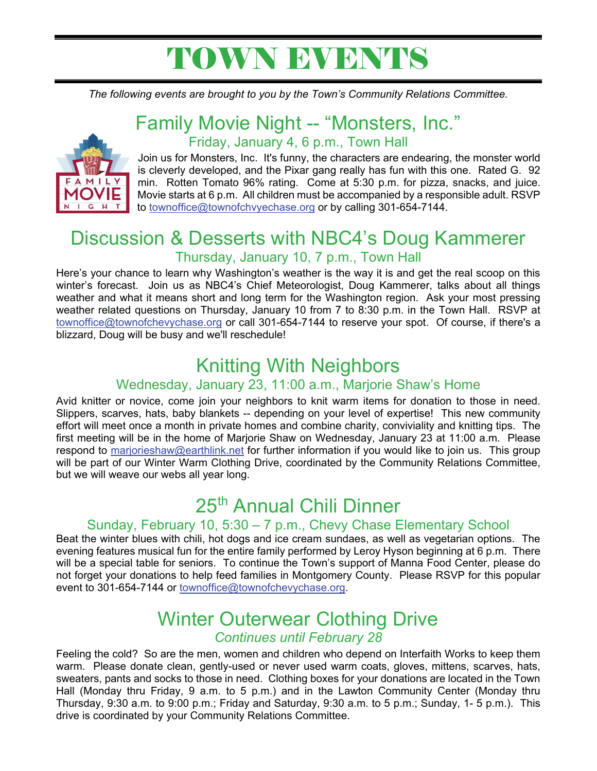# TOWN EVENTS

*The following events are brought to you by the Town's Community Relations Committee.*

## Family Movie Night -- "Monsters, Inc."

### Friday, January 4, 6 p.m., Town Hall

Join us for Monsters, Inc. It's funny, the characters are endearing, the monster world is cleverly developed, and the Pixar gang really has fun with this one. Rated G. 92 min. Rotten Tomato 96% rating. Come at 5:30 p.m. for pizza, snacks, and juice. Movie starts at 6 p.m. All children must be accompanied by a responsible adult. RSVP to townoffice@townofchvyechase.org or by calling 301-654-7144.

## Discussion & Desserts with NBC4's Doug Kammerer

### Thursday, January 10, 7 p.m., Town Hall

Here's your chance to learn why Washington's weather is the way it is and get the real scoop on this winter's forecast. Join us as NBC4's Chief Meteorologist, Doug Kammerer, talks about all things weather and what it means short and long term for the Washington region. Ask your most pressing weather related questions on Thursday, January 10 from 7 to 8:30 p.m. in the Town Hall. RSVP at townoffice@townofchevychase.org or call 301-654-7144 to reserve your spot. Of course, if there's a blizzard, Doug will be busy and we'll reschedule!

## Knitting With Neighbors

### Wednesday, January 23, 11:00 a.m., Marjorie Shaw's Home

Avid knitter or novice, come join your neighbors to knit warm items for donation to those in need. Slippers, scarves, hats, baby blankets -- depending on your level of expertise! This new community effort will meet once a month in private homes and combine charity, conviviality and knitting tips. The first meeting will be in the home of Marjorie Shaw on Wednesday, January 23 at 11:00 a.m. Please respond to marjorieshaw@earthlink.net for further information if you would like to join us. This group will be part of our Winter Warm Clothing Drive, coordinated by the Community Relations Committee, but we will weave our webs all year long.

## 25th Annual Chili Dinner

### Sunday, February 10, 5:30 – 7 p.m., Chevy Chase Elementary School

Beat the winter blues with chili, hot dogs and ice cream sundaes, as well as vegetarian options. The evening features musical fun for the entire family performed by Leroy Hyson beginning at 6 p.m. There will be a special table for seniors. To continue the Town's support of Manna Food Center, please do not forget your donations to help feed families in Montgomery County. Please RSVP for this popular event to 301-654-7144 or townoffice@townofchevychase.org.

## Winter Outerwear Clothing Drive

### *Continues until February 28*

Feeling the cold? So are the men, women and children who depend on Interfaith Works to keep them warm. Please donate clean, gently-used or never used warm coats, gloves, mittens, scarves, hats, sweaters, pants and socks to those in need. Clothing boxes for your donations are located in the Town Hall (Monday thru Friday, 9 a.m. to 5 p.m.) and in the Lawton Community Center (Monday thru Thursday, 9:30 a.m. to 9:00 p.m.; Friday and Saturday, 9:30 a.m. to 5 p.m.; Sunday, 1- 5 p.m.). This drive is coordinated by your Community Relations Committee.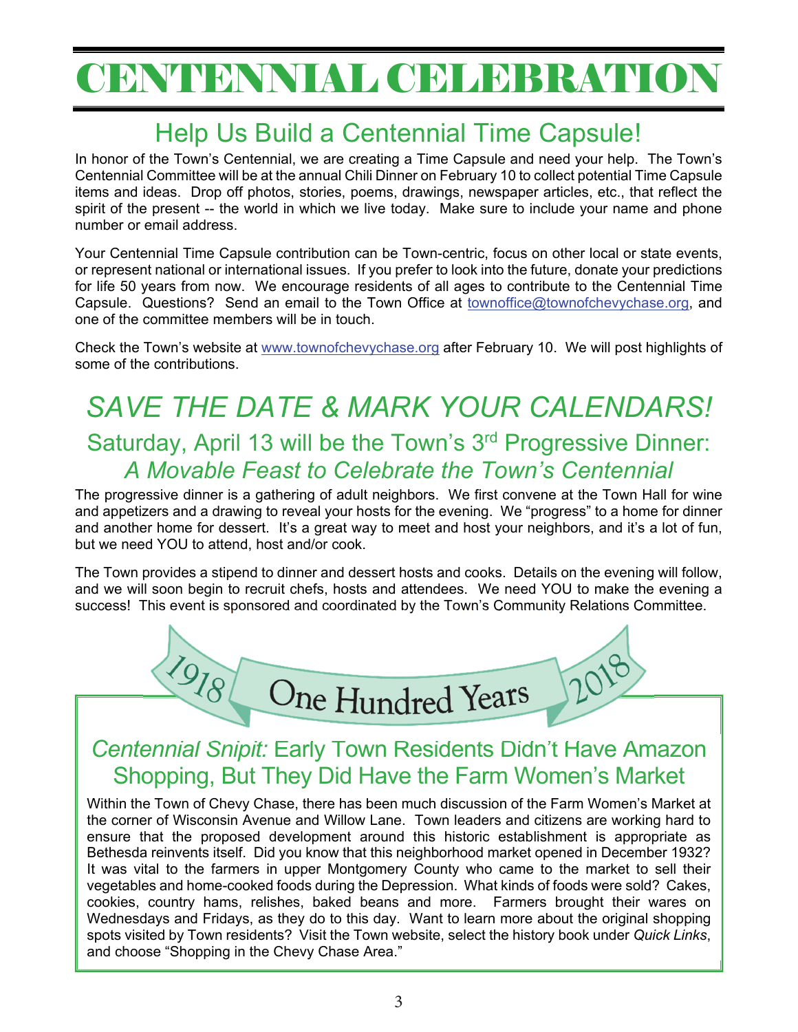# CENTENNIAL CELEBRATION

## Help Us Build a Centennial Time Capsule!

In honor of the Town's Centennial, we are creating a Time Capsule and need your help. The Town's Centennial Committee will be at the annual Chili Dinner on February 10 to collect potential Time Capsule items and ideas. Drop off photos, stories, poems, drawings, newspaper articles, etc., that reflect the spirit of the present -- the world in which we live today. Make sure to include your name and phone number or email address.

Your Centennial Time Capsule contribution can be Town-centric, focus on other local or state events, or represent national or international issues. If you prefer to look into the future, donate your predictions for life 50 years from now. We encourage residents of all ages to contribute to the Centennial Time Capsule. Questions? Send an email to the Town Office at townoffice@townofchevychase.org, and one of the committee members will be in touch.

Check the Town's website at www.townofchevychase.org after February 10. We will post highlights of some of the contributions.

## *SAVE THE DATE & MARK YOUR CALENDARS!*

### Saturday, April 13 will be the Town's 3rd Progressive Dinner: *A Movable Feast to Celebrate the Town's Centennial*

The progressive dinner is a gathering of adult neighbors. We first convene at the Town Hall for wine and appetizers and a drawing to reveal your hosts for the evening. We "progress" to a home for dinner and another home for dessert. It's a great way to meet and host your neighbors, and it's a lot of fun, but we need YOU to attend, host and/or cook.

The Town provides a stipend to dinner and dessert hosts and cooks. Details on the evening will follow, and we will soon begin to recruit chefs, hosts and attendees. We need YOU to make the evening a success! This event is sponsored and coordinated by the Town's Community Relations Committee.

1918 One Hundred Years 2018

### *Centennial Snipit:* Early Town Residents Didn't Have Amazon Shopping, But They Did Have the Farm Women's Market

Within the Town of Chevy Chase, there has been much discussion of the Farm Women's Market at the corner of Wisconsin Avenue and Willow Lane. Town leaders and citizens are working hard to ensure that the proposed development around this historic establishment is appropriate as Bethesda reinvents itself. Did you know that this neighborhood market opened in December 1932? It was vital to the farmers in upper Montgomery County who came to the market to sell their vegetables and home-cooked foods during the Depression. What kinds of foods were sold? Cakes, cookies, country hams, relishes, baked beans and more. Farmers brought their wares on Wednesdays and Fridays, as they do to this day. Want to learn more about the original shopping spots visited by Town residents? Visit the Town website, select the history book under *Quick Links*, and choose "Shopping in the Chevy Chase Area."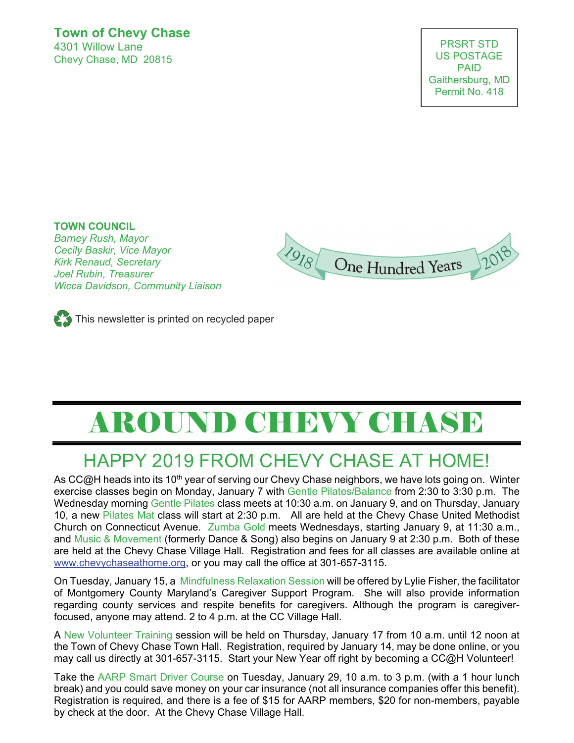**Town of Chevy Chase**
4301 Willow Lane
Chevy Chase, MD 20815

PRSRT STD
US POSTAGE
PAID
Gaithersburg, MD
Permit No. 418

**TOWN COUNCIL**
*Barney Rush, Mayor*
*Cecily Baskir, Vice Mayor*
*Kirk Renaud, Secretary*
*Joel Rubin, Treasurer*
*Wicca Davidson, Community Liaison*

1918 One Hundred Years 2018

This newsletter is printed on recycled paper

# AROUND CHEVY CHASE

## HAPPY 2019 FROM CHEVY CHASE AT HOME!

As CC@H heads into its 10th year of serving our Chevy Chase neighbors, we have lots going on. Winter exercise classes begin on Monday, January 7 with Gentle Pilates/Balance from 2:30 to 3:30 p.m. The Wednesday morning Gentle Pilates class meets at 10:30 a.m. on January 9, and on Thursday, January 10, a new Pilates Mat class will start at 2:30 p.m. All are held at the Chevy Chase United Methodist Church on Connecticut Avenue. Zumba Gold meets Wednesdays, starting January 9, at 11:30 a.m., and Music & Movement (formerly Dance & Song) also begins on January 9 at 2:30 p.m. Both of these are held at the Chevy Chase Village Hall. Registration and fees for all classes are available online at www.chevychaseathome.org, or you may call the office at 301-657-3115.

On Tuesday, January 15, a Mindfulness Relaxation Session will be offered by Lylie Fisher, the facilitator of Montgomery County Maryland's Caregiver Support Program. She will also provide information regarding county services and respite benefits for caregivers. Although the program is caregiver-focused, anyone may attend. 2 to 4 p.m. at the CC Village Hall.

A New Volunteer Training session will be held on Thursday, January 17 from 10 a.m. until 12 noon at the Town of Chevy Chase Town Hall. Registration, required by January 14, may be done online, or you may call us directly at 301-657-3115. Start your New Year off right by becoming a CC@H Volunteer!

Take the AARP Smart Driver Course on Tuesday, January 29, 10 a.m. to 3 p.m. (with a 1 hour lunch break) and you could save money on your car insurance (not all insurance companies offer this benefit). Registration is required, and there is a fee of $15 for AARP members, $20 for non-members, payable by check at the door. At the Chevy Chase Village Hall.